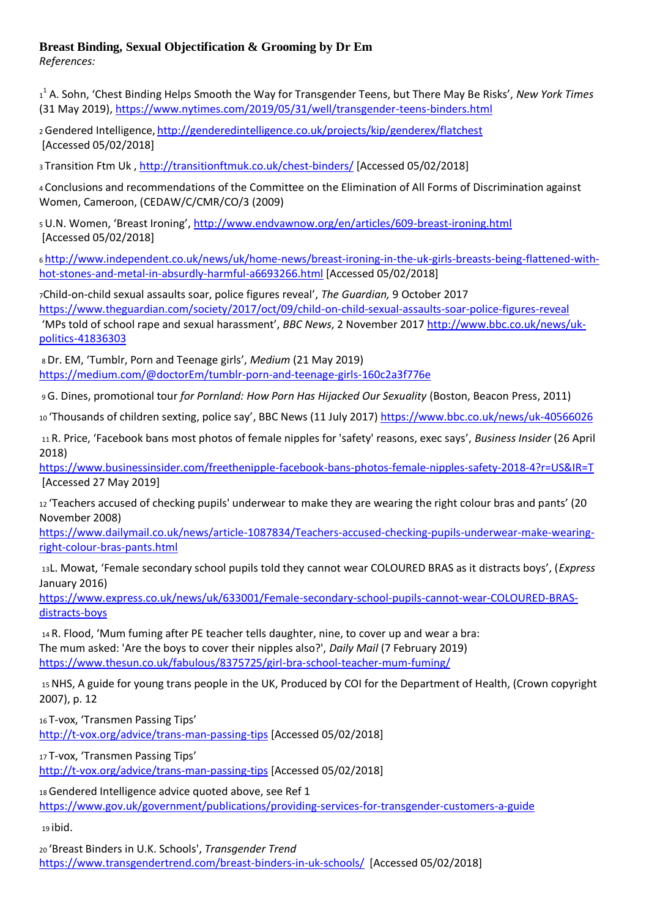**Breast Binding, Sexual Objectification & Grooming by Dr Em**

*References:*

1[1] A. Sohn, 'Chest Binding Helps Smooth the Way for Transgender Teens, but There May Be Risks', *New York Times* (31 May 2019), https://www.nytimes.com/2019/05/31/well/transgender-teens-binders.html

2 Gendered Intelligence, http://genderedintelligence.co.uk/projects/kip/genderex/flatchest [Accessed 05/02/2018]

3 Transition Ftm Uk , http://transitionftmuk.co.uk/chest-binders/ [Accessed 05/02/2018]

4 Conclusions and recommendations of the Committee on the Elimination of All Forms of Discrimination against Women, Cameroon, (CEDAW/C/CMR/CO/3 (2009)

5 U.N. Women, 'Breast Ironing', http://www.endvawnow.org/en/articles/609-breast-ironing.html [Accessed 05/02/2018]

6 http://www.independent.co.uk/news/uk/home-news/breast-ironing-in-the-uk-girls-breasts-being-flattened-with-hot-stones-and-metal-in-absurdly-harmful-a6693266.html [Accessed 05/02/2018]

7Child-on-child sexual assaults soar, police figures reveal', *The Guardian,* 9 October 2017 https://www.theguardian.com/society/2017/oct/09/child-on-child-sexual-assaults-soar-police-figures-reveal 'MPs told of school rape and sexual harassment', *BBC News*, 2 November 2017 http://www.bbc.co.uk/news/uk-politics-41836303

8 Dr. EM, 'Tumblr, Porn and Teenage girls', *Medium* (21 May 2019) https://medium.com/@doctorEm/tumblr-porn-and-teenage-girls-160c2a3f776e

9 G. Dines, promotional tour *for Pornland: How Porn Has Hijacked Our Sexuality* (Boston, Beacon Press, 2011)

10 'Thousands of children sexting, police say', BBC News (11 July 2017) https://www.bbc.co.uk/news/uk-40566026

11 R. Price, 'Facebook bans most photos of female nipples for 'safety' reasons, exec says', *Business Insider* (26 April 2018) https://www.businessinsider.com/freethenipple-facebook-bans-photos-female-nipples-safety-2018-4?r=US&IR=T [Accessed 27 May 2019]

12 'Teachers accused of checking pupils' underwear to make they are wearing the right colour bras and pants' (20 November 2008) https://www.dailymail.co.uk/news/article-1087834/Teachers-accused-checking-pupils-underwear-make-wearing-right-colour-bras-pants.html

13L. Mowat, 'Female secondary school pupils told they cannot wear COLOURED BRAS as it distracts boys', (*Express* January 2016) https://www.express.co.uk/news/uk/633001/Female-secondary-school-pupils-cannot-wear-COLOURED-BRAS-distracts-boys

14 R. Flood, 'Mum fuming after PE teacher tells daughter, nine, to cover up and wear a bra: The mum asked: 'Are the boys to cover their nipples also?', *Daily Mail* (7 February 2019) https://www.thesun.co.uk/fabulous/8375725/girl-bra-school-teacher-mum-fuming/

15 NHS, A guide for young trans people in the UK, Produced by COI for the Department of Health, (Crown copyright 2007), p. 12

16 T-vox, 'Transmen Passing Tips' http://t-vox.org/advice/trans-man-passing-tips [Accessed 05/02/2018]

17 T-vox, 'Transmen Passing Tips' http://t-vox.org/advice/trans-man-passing-tips [Accessed 05/02/2018]

18 Gendered Intelligence advice quoted above, see Ref 1 https://www.gov.uk/government/publications/providing-services-for-transgender-customers-a-guide

19 ibid.

20 'Breast Binders in U.K. Schools', *Transgender Trend* https://www.transgendertrend.com/breast-binders-in-uk-schools/ [Accessed 05/02/2018]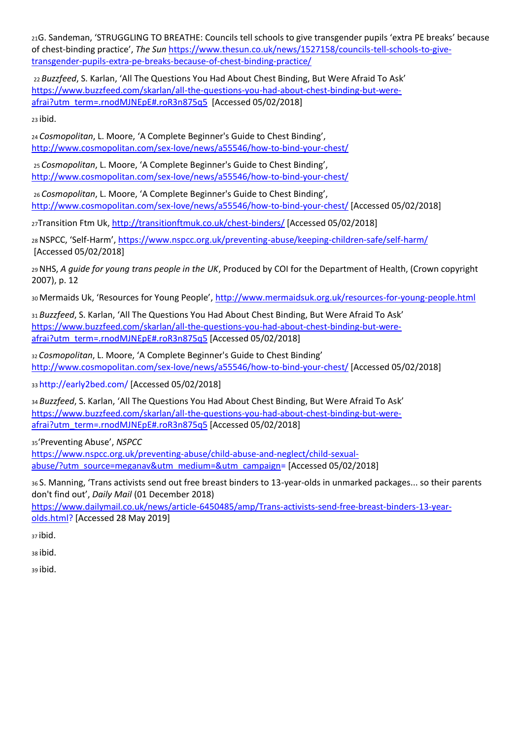21 G. Sandeman, 'STRUGGLING TO BREATHE: Councils tell schools to give transgender pupils 'extra PE breaks' because of chest-binding practice', *The Sun* https://www.thesun.co.uk/news/1527158/councils-tell-schools-to-give-transgender-pupils-extra-pe-breaks-because-of-chest-binding-practice/

22 *Buzzfeed*, S. Karlan, 'All The Questions You Had About Chest Binding, But Were Afraid To Ask' https://www.buzzfeed.com/skarlan/all-the-questions-you-had-about-chest-binding-but-were-afrai?utm_term=.rnodMJNEpE#.roR3n875q5 [Accessed 05/02/2018]

23 ibid.

24 *Cosmopolitan*, L. Moore, 'A Complete Beginner's Guide to Chest Binding', http://www.cosmopolitan.com/sex-love/news/a55546/how-to-bind-your-chest/

25 *Cosmopolitan*, L. Moore, 'A Complete Beginner's Guide to Chest Binding', http://www.cosmopolitan.com/sex-love/news/a55546/how-to-bind-your-chest/

26 *Cosmopolitan*, L. Moore, 'A Complete Beginner's Guide to Chest Binding', http://www.cosmopolitan.com/sex-love/news/a55546/how-to-bind-your-chest/ [Accessed 05/02/2018]

27 Transition Ftm Uk, http://transitionftmuk.co.uk/chest-binders/ [Accessed 05/02/2018]

28 NSPCC, 'Self-Harm', https://www.nspcc.org.uk/preventing-abuse/keeping-children-safe/self-harm/ [Accessed 05/02/2018]

29 NHS, *A guide for young trans people in the UK*, Produced by COI for the Department of Health, (Crown copyright 2007), p. 12

30 Mermaids Uk, 'Resources for Young People', http://www.mermaidsuk.org.uk/resources-for-young-people.html

31 *Buzzfeed*, S. Karlan, 'All The Questions You Had About Chest Binding, But Were Afraid To Ask' https://www.buzzfeed.com/skarlan/all-the-questions-you-had-about-chest-binding-but-were-afrai?utm_term=.rnodMJNEpE#.roR3n875q5 [Accessed 05/02/2018]

32 *Cosmopolitan*, L. Moore, 'A Complete Beginner's Guide to Chest Binding' http://www.cosmopolitan.com/sex-love/news/a55546/how-to-bind-your-chest/ [Accessed 05/02/2018]

33 http://early2bed.com/ [Accessed 05/02/2018]

34 *Buzzfeed*, S. Karlan, 'All The Questions You Had About Chest Binding, But Were Afraid To Ask' https://www.buzzfeed.com/skarlan/all-the-questions-you-had-about-chest-binding-but-were-afrai?utm_term=.rnodMJNEpE#.roR3n875q5 [Accessed 05/02/2018]

35 'Preventing Abuse', *NSPCC* https://www.nspcc.org.uk/preventing-abuse/child-abuse-and-neglect/child-sexual-abuse/?utm_source=meganav&utm_medium=&utm_campaign= [Accessed 05/02/2018]

36 S. Manning, 'Trans activists send out free breast binders to 13-year-olds in unmarked packages... so their parents don't find out', *Daily Mail* (01 December 2018) https://www.dailymail.co.uk/news/article-6450485/amp/Trans-activists-send-free-breast-binders-13-year-olds.html? [Accessed 28 May 2019]

37 ibid.

38 ibid.

39 ibid.